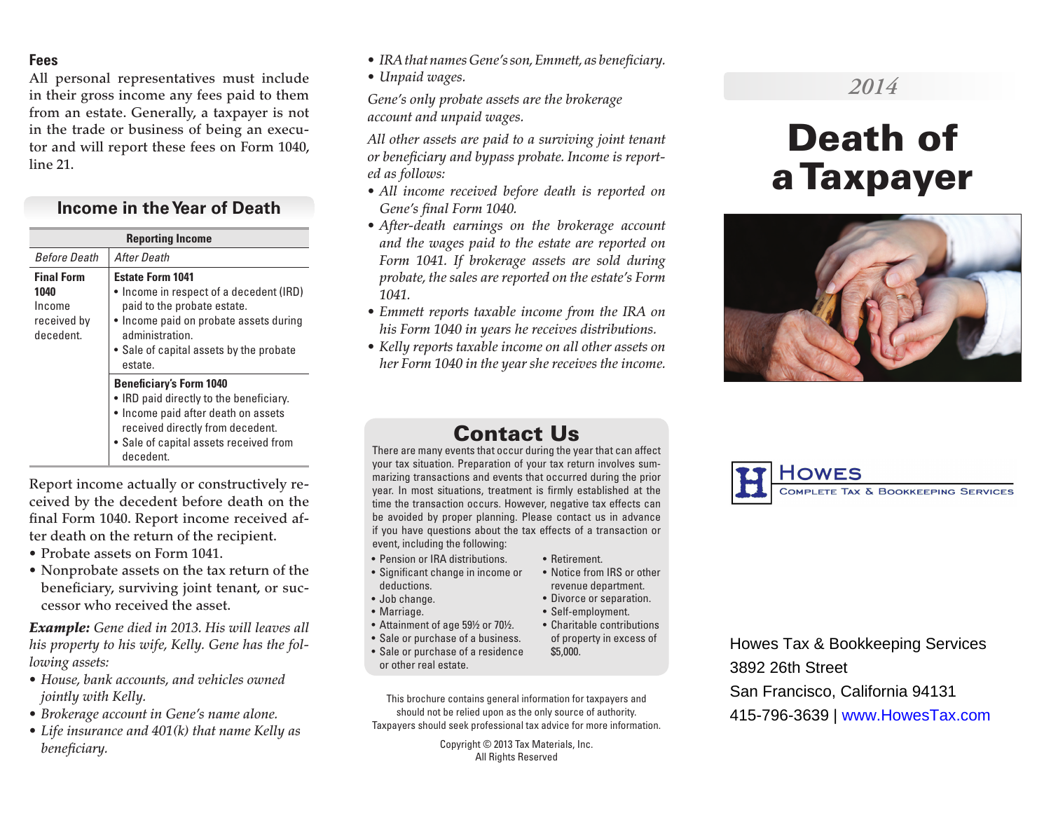### Fees

All personal representatives must include in their gross income any fees paid to them from an estate. Generally, a taxpayer is not in the trade or business of being an executor and will report these fees on Form 1040, line 21.

## Income in the Year of Death

| Reporting Income | |
|---|---|
| *Before Death* | *After Death* |
| **Final Form 1040** Income received by decedent. | **Estate Form 1041**<br>• Income in respect of a decedent (IRD) paid to the probate estate.<br>• Income paid on probate assets during administration.<br>• Sale of capital assets by the probate estate. |
| | **Beneficiary's Form 1040**<br>• IRD paid directly to the beneficiary.<br>• Income paid after death on assets received directly from decedent.<br>• Sale of capital assets received from decedent. |

Report income actually or constructively received by the decedent before death on the final Form 1040. Report income received after death on the return of the recipient.

- Probate assets on Form 1041.
- Nonprobate assets on the tax return of the beneficiary, surviving joint tenant, or successor who received the asset.

***Example:*** *Gene died in 2013. His will leaves all his property to his wife, Kelly. Gene has the following assets:*

- *House, bank accounts, and vehicles owned jointly with Kelly.*
- *Brokerage account in Gene's name alone.*
- *Life insurance and 401(k) that name Kelly as beneficiary.*
- *IRA that names Gene's son, Emmett, as beneficiary.*
- *Unpaid wages.*

*Gene's only probate assets are the brokerage account and unpaid wages.*

*All other assets are paid to a surviving joint tenant or beneficiary and bypass probate. Income is reported as follows:*

- *All income received before death is reported on Gene's final Form 1040.*
- *After-death earnings on the brokerage account and the wages paid to the estate are reported on Form 1041. If brokerage assets are sold during probate, the sales are reported on the estate's Form 1041.*
- *Emmett reports taxable income from the IRA on his Form 1040 in years he receives distributions.*
- *Kelly reports taxable income on all other assets on her Form 1040 in the year she receives the income.*

## Contact Us

There are many events that occur during the year that can affect your tax situation. Preparation of your tax return involves summarizing transactions and events that occurred during the prior year. In most situations, treatment is firmly established at the time the transaction occurs. However, negative tax effects can be avoided by proper planning. Please contact us in advance if you have questions about the tax effects of a transaction or event, including the following:

- Pension or IRA distributions.
- Significant change in income or deductions.
- Job change.
- Marriage.
- Attainment of age 59½ or 70½.
- Sale or purchase of a business.
- Sale or purchase of a residence or other real estate.
- Retirement.
- Notice from IRS or other revenue department.
- Divorce or separation.
- Self-employment.
- Charitable contributions of property in excess of $5,000.

This brochure contains general information for taxpayers and should not be relied upon as the only source of authority. Taxpayers should seek professional tax advice for more information.

Copyright © 2013 Tax Materials, Inc.
All Rights Reserved

*2014*

# Death of a Taxpayer

**Howes**
Complete Tax & Bookkeeping Services

Howes Tax & Bookkeeping Services
3892 26th Street
San Francisco, California 94131
415-796-3639 | www.HowesTax.com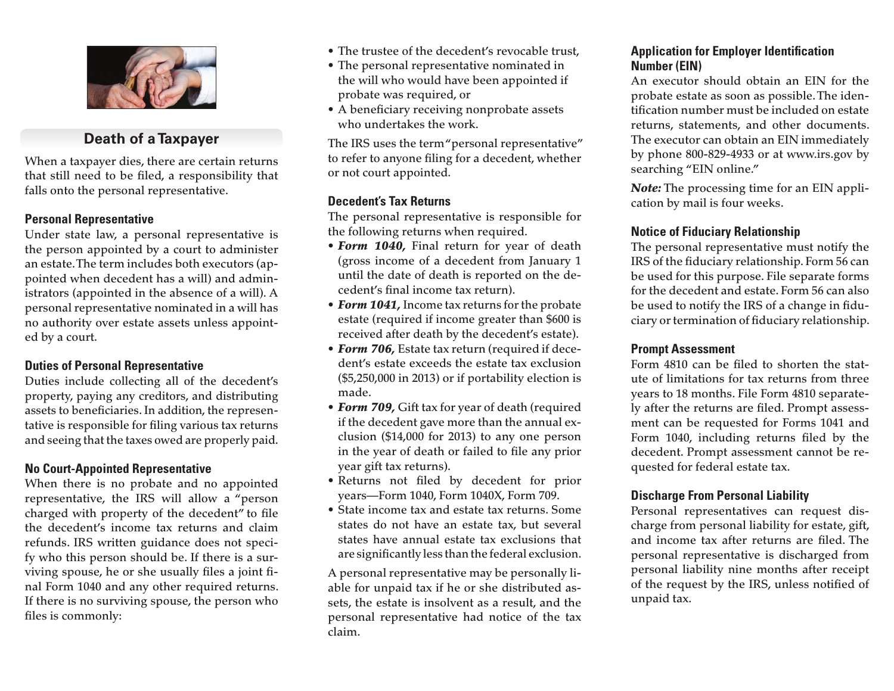## Death of a Taxpayer

When a taxpayer dies, there are certain returns that still need to be filed, a responsibility that falls onto the personal representative.

### Personal Representative

Under state law, a personal representative is the person appointed by a court to administer an estate. The term includes both executors (appointed when decedent has a will) and administrators (appointed in the absence of a will). A personal representative nominated in a will has no authority over estate assets unless appointed by a court.

### Duties of Personal Representative

Duties include collecting all of the decedent's property, paying any creditors, and distributing assets to beneficiaries. In addition, the representative is responsible for filing various tax returns and seeing that the taxes owed are properly paid.

### No Court-Appointed Representative

When there is no probate and no appointed representative, the IRS will allow a "person charged with property of the decedent" to file the decedent's income tax returns and claim refunds. IRS written guidance does not specify who this person should be. If there is a surviving spouse, he or she usually files a joint final Form 1040 and any other required returns. If there is no surviving spouse, the person who files is commonly:

- The trustee of the decedent's revocable trust,
- The personal representative nominated in the will who would have been appointed if probate was required, or
- A beneficiary receiving nonprobate assets who undertakes the work.

The IRS uses the term "personal representative" to refer to anyone filing for a decedent, whether or not court appointed.

### Decedent's Tax Returns

The personal representative is responsible for the following returns when required.

- ***Form 1040,*** Final return for year of death (gross income of a decedent from January 1 until the date of death is reported on the decedent's final income tax return).
- ***Form 1041,*** Income tax returns for the probate estate (required if income greater than $600 is received after death by the decedent's estate).
- ***Form 706,*** Estate tax return (required if decedent's estate exceeds the estate tax exclusion ($5,250,000 in 2013) or if portability election is made.
- ***Form 709,*** Gift tax for year of death (required if the decedent gave more than the annual exclusion ($14,000 for 2013) to any one person in the year of death or failed to file any prior year gift tax returns).
- Returns not filed by decedent for prior years—Form 1040, Form 1040X, Form 709.
- State income tax and estate tax returns. Some states do not have an estate tax, but several states have annual estate tax exclusions that are significantly less than the federal exclusion.

A personal representative may be personally liable for unpaid tax if he or she distributed assets, the estate is insolvent as a result, and the personal representative had notice of the tax claim.

### Application for Employer Identification Number (EIN)

An executor should obtain an EIN for the probate estate as soon as possible. The identification number must be included on estate returns, statements, and other documents. The executor can obtain an EIN immediately by phone 800-829-4933 or at www.irs.gov by searching "EIN online."

***Note:*** The processing time for an EIN application by mail is four weeks.

### Notice of Fiduciary Relationship

The personal representative must notify the IRS of the fiduciary relationship. Form 56 can be used for this purpose. File separate forms for the decedent and estate. Form 56 can also be used to notify the IRS of a change in fiduciary or termination of fiduciary relationship.

### Prompt Assessment

Form 4810 can be filed to shorten the statute of limitations for tax returns from three years to 18 months. File Form 4810 separately after the returns are filed. Prompt assessment can be requested for Forms 1041 and Form 1040, including returns filed by the decedent. Prompt assessment cannot be requested for federal estate tax.

### Discharge From Personal Liability

Personal representatives can request discharge from personal liability for estate, gift, and income tax after returns are filed. The personal representative is discharged from personal liability nine months after receipt of the request by the IRS, unless notified of unpaid tax.